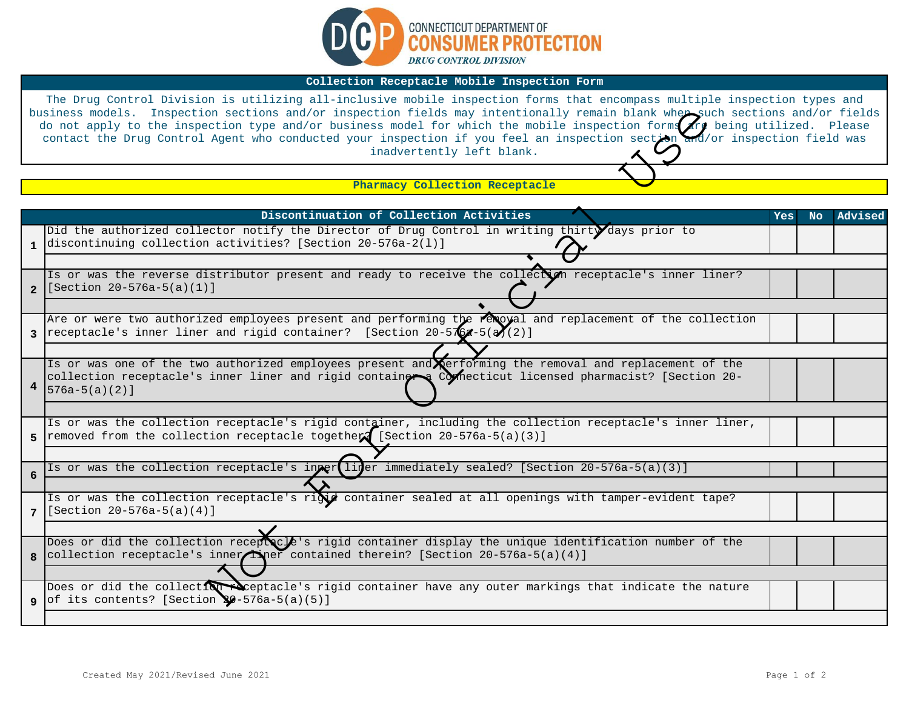CONNECTICUT DEPARTMENT OF
**CONSUMER PROTECTION**
*DRUG CONTROL DIVISION*

## Collection Receptacle Mobile Inspection Form

The Drug Control Division is utilizing all-inclusive mobile inspection forms that encompass multiple inspection types and business models. Inspection sections and/or inspection fields may intentionally remain blank when such sections and/or fields do not apply to the inspection type and/or business model for which the mobile inspection forms are being utilized. Please contact the Drug Control Agent who conducted your inspection if you feel an inspection section and/or inspection field was inadvertently left blank.

Not For Official Use

### Pharmacy Collection Receptacle

| | Discontinuation of Collection Activities | Yes | No | Advised |
|---|---|---|---|---|
| 1 | Did the authorized collector notify the Director of Drug Control in writing thirty days prior to discontinuing collection activities? [Section 20-576a-2(l)] | | | |
| | | | | |
| 2 | Is or was the reverse distributor present and ready to receive the collection receptacle's inner liner? [Section 20-576a-5(a)(1)] | | | |
| | | | | |
| 3 | Are or were two authorized employees present and performing the removal and replacement of the collection receptacle's inner liner and rigid container? [Section 20-576a-5(a)(2)] | | | |
| | | | | |
| 4 | Is or was one of the two authorized employees present and performing the removal and replacement of the collection receptacle's inner liner and rigid container a Connecticut licensed pharmacist? [Section 20-576a-5(a)(2)] | | | |
| | | | | |
| 5 | Is or was the collection receptacle's rigid container, including the collection receptacle's inner liner, removed from the collection receptacle together? [Section 20-576a-5(a)(3)] | | | |
| | | | | |
| 6 | Is or was the collection receptacle's inner liner immediately sealed? [Section 20-576a-5(a)(3)] | | | |
| | | | | |
| 7 | Is or was the collection receptacle's rigid container sealed at all openings with tamper-evident tape? [Section 20-576a-5(a)(4)] | | | |
| | | | | |
| 8 | Does or did the collection receptacle's rigid container display the unique identification number of the collection receptacle's inner liner contained therein? [Section 20-576a-5(a)(4)] | | | |
| | | | | |
| 9 | Does or did the collection receptacle's rigid container have any outer markings that indicate the nature of its contents? [Section 20-576a-5(a)(5)] | | | |
| | | | | |

Created May 2021/Revised June 2021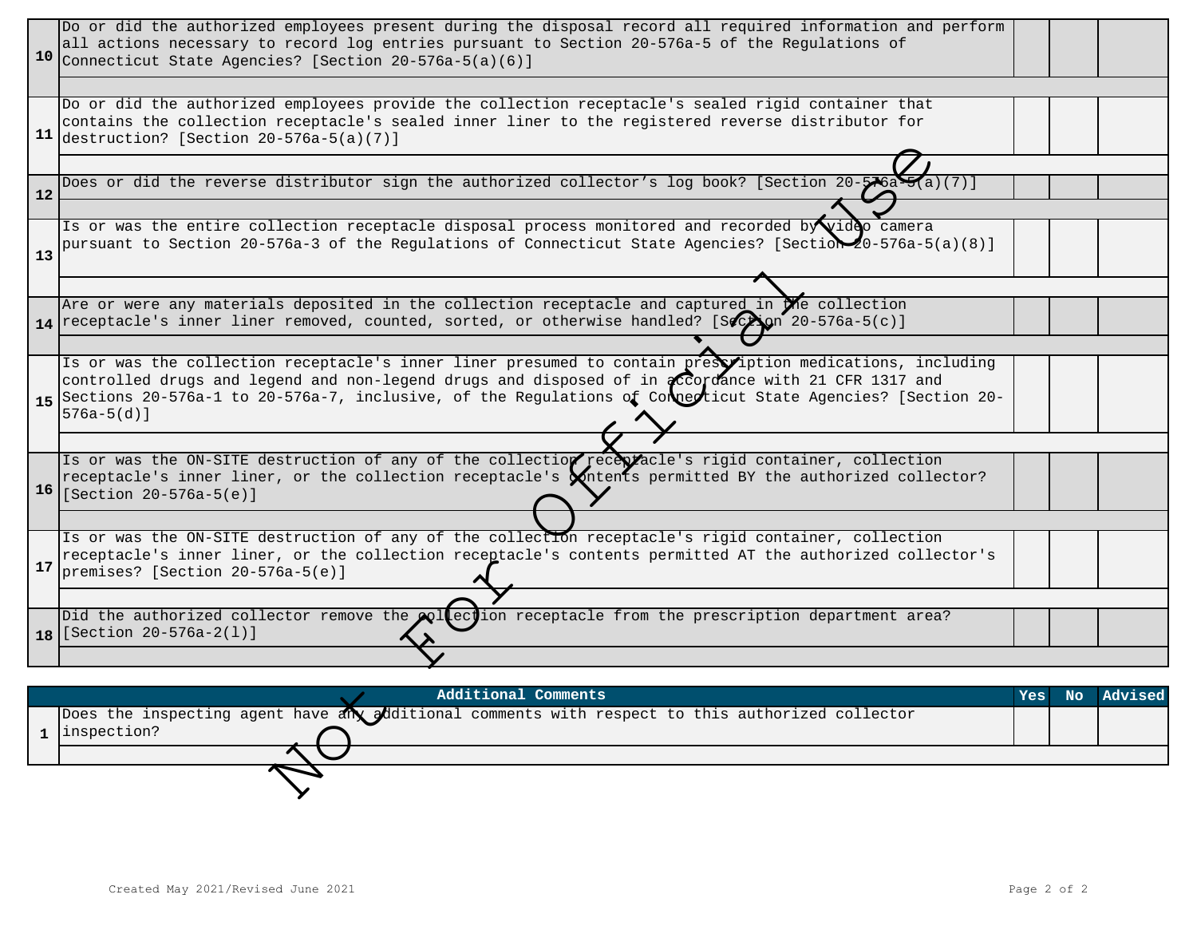| | | | | |
|---|---|---|---|---|
| 10 | Do or did the authorized employees present during the disposal record all required information and perform all actions necessary to record log entries pursuant to Section 20-576a-5 of the Regulations of Connecticut State Agencies? [Section 20-576a-5(a)(6)] | | | |
| | | | | |
| 11 | Do or did the authorized employees provide the collection receptacle's sealed rigid container that contains the collection receptacle's sealed inner liner to the registered reverse distributor for destruction? [Section 20-576a-5(a)(7)] | | | |
| | | | | |
| 12 | Does or did the reverse distributor sign the authorized collector's log book? [Section 20-576a-5(a)(7)] | | | |
| | | | | |
| 13 | Is or was the entire collection receptacle disposal process monitored and recorded by video camera pursuant to Section 20-576a-3 of the Regulations of Connecticut State Agencies? [Section 20-576a-5(a)(8)] | | | |
| | | | | |
| 14 | Are or were any materials deposited in the collection receptacle and captured in the collection receptacle's inner liner removed, counted, sorted, or otherwise handled? [Section 20-576a-5(c)] | | | |
| | | | | |
| 15 | Is or was the collection receptacle's inner liner presumed to contain prescription medications, including controlled drugs and legend and non-legend drugs and disposed of in accordance with 21 CFR 1317 and Sections 20-576a-1 to 20-576a-7, inclusive, of the Regulations of Connecticut State Agencies? [Section 20-576a-5(d)] | | | |
| | | | | |
| 16 | Is or was the ON-SITE destruction of any of the collection receptacle's rigid container, collection receptacle's inner liner, or the collection receptacle's contents permitted BY the authorized collector? [Section 20-576a-5(e)] | | | |
| | | | | |
| 17 | Is or was the ON-SITE destruction of any of the collection receptacle's rigid container, collection receptacle's inner liner, or the collection receptacle's contents permitted AT the authorized collector's premises? [Section 20-576a-5(e)] | | | |
| | | | | |
| 18 | Did the authorized collector remove the collection receptacle from the prescription department area? [Section 20-576a-2(l)] | | | |
| | | | | |

| | Additional Comments | Yes | No | Advised |
|---|---|---|---|---|
| 1 | Does the inspecting agent have any additional comments with respect to this authorized collector inspection? | | | |
| | | | | |

Not For Official Use

Created May 2021/Revised June 2021